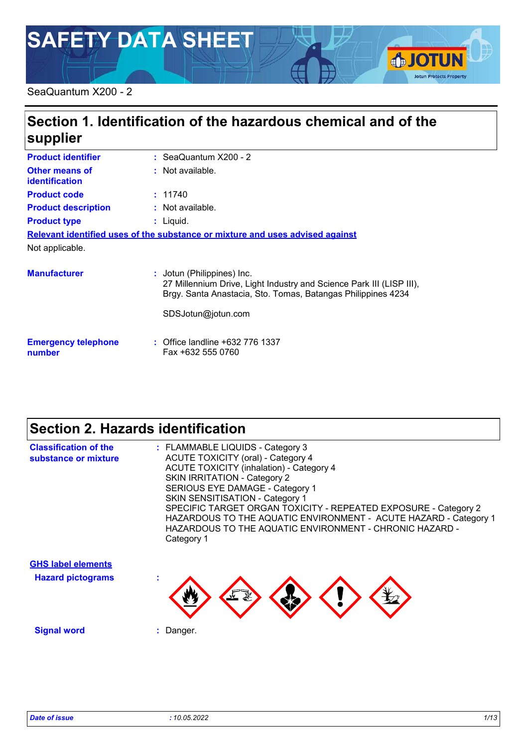# SAFETY DATA SHEET

SeaQuantum X200 - 2

## Section 1. Identification of the hazardous chemical and of the supplier

**Product identifier** : SeaQuantum X200 - 2

**Other means of identification** : Not available.

**Product code** : 11740

**Product description** : Not available.

**Product type** : Liquid.

**Relevant identified uses of the substance or mixture and uses advised against**

Not applicable.

**Manufacturer** : Jotun (Philippines) Inc.
27 Millennium Drive, Light Industry and Science Park III (LISP III),
Brgy. Santa Anastacia, Sto. Tomas, Batangas Philippines 4234

SDSJotun@jotun.com

**Emergency telephone number** : Office landline +632 776 1337
Fax +632 555 0760

## Section 2. Hazards identification

**Classification of the substance or mixture** :
FLAMMABLE LIQUIDS - Category 3
ACUTE TOXICITY (oral) - Category 4
ACUTE TOXICITY (inhalation) - Category 4
SKIN IRRITATION - Category 2
SERIOUS EYE DAMAGE - Category 1
SKIN SENSITISATION - Category 1
SPECIFIC TARGET ORGAN TOXICITY - REPEATED EXPOSURE - Category 2
HAZARDOUS TO THE AQUATIC ENVIRONMENT - ACUTE HAZARD - Category 1
HAZARDOUS TO THE AQUATIC ENVIRONMENT - CHRONIC HAZARD - Category 1

**GHS label elements**

**Hazard pictograms** :

**Signal word** : Danger.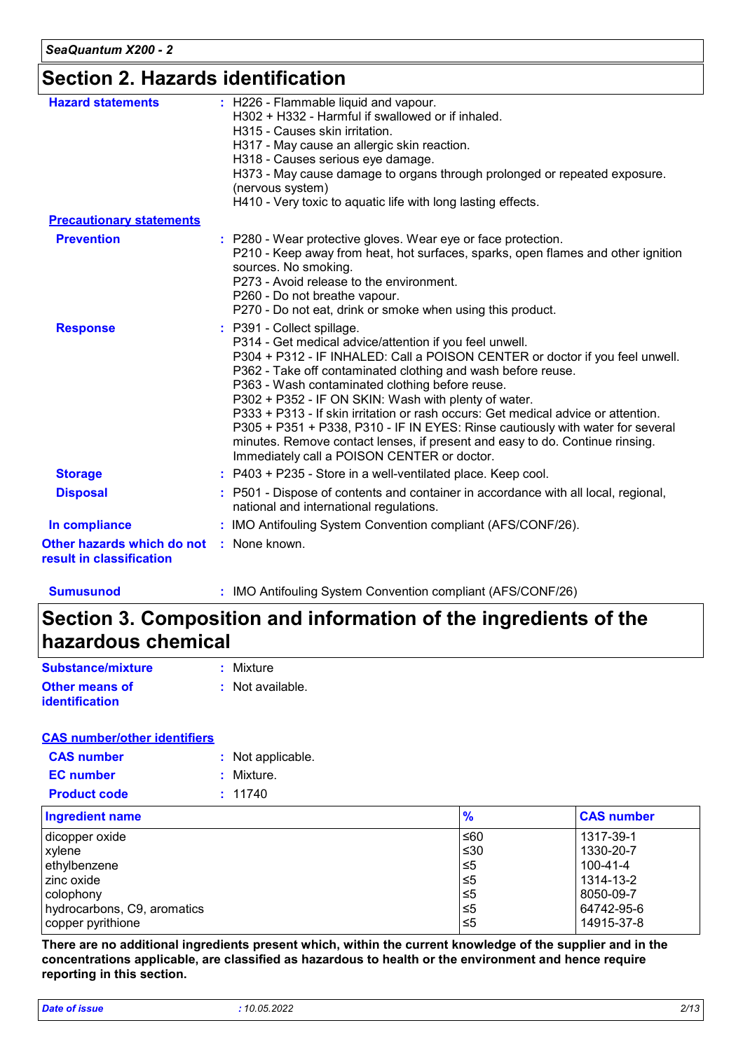## Section 2. Hazards identification

**Hazard statements** : H226 - Flammable liquid and vapour.
H302 + H332 - Harmful if swallowed or if inhaled.
H315 - Causes skin irritation.
H317 - May cause an allergic skin reaction.
H318 - Causes serious eye damage.
H373 - May cause damage to organs through prolonged or repeated exposure. (nervous system)
H410 - Very toxic to aquatic life with long lasting effects.

**Precautionary statements**

**Prevention** : P280 - Wear protective gloves. Wear eye or face protection.
P210 - Keep away from heat, hot surfaces, sparks, open flames and other ignition sources. No smoking.
P273 - Avoid release to the environment.
P260 - Do not breathe vapour.
P270 - Do not eat, drink or smoke when using this product.

**Response** : P391 - Collect spillage.
P314 - Get medical advice/attention if you feel unwell.
P304 + P312 - IF INHALED: Call a POISON CENTER or doctor if you feel unwell.
P362 - Take off contaminated clothing and wash before reuse.
P363 - Wash contaminated clothing before reuse.
P302 + P352 - IF ON SKIN: Wash with plenty of water.
P333 + P313 - If skin irritation or rash occurs: Get medical advice or attention.
P305 + P351 + P338, P310 - IF IN EYES: Rinse cautiously with water for several minutes. Remove contact lenses, if present and easy to do. Continue rinsing. Immediately call a POISON CENTER or doctor.

**Storage** : P403 + P235 - Store in a well-ventilated place. Keep cool.

**Disposal** : P501 - Dispose of contents and container in accordance with all local, regional, national and international regulations.

**In compliance** : IMO Antifouling System Convention compliant (AFS/CONF/26).

**Other hazards which do not result in classification** : None known.

**Sumusunod** : IMO Antifouling System Convention compliant (AFS/CONF/26)

## Section 3. Composition and information of the ingredients of the hazardous chemical

**Substance/mixture** : Mixture

**Other means of identification** : Not available.

**CAS number/other identifiers**

**CAS number** : Not applicable.

**EC number** : Mixture.

**Product code** : 11740

| Ingredient name | % | CAS number |
|---|---|---|
| dicopper oxide | ≤60 | 1317-39-1 |
| xylene | ≤30 | 1330-20-7 |
| ethylbenzene | ≤5 | 100-41-4 |
| zinc oxide | ≤5 | 1314-13-2 |
| colophony | ≤5 | 8050-09-7 |
| hydrocarbons, C9, aromatics | ≤5 | 64742-95-6 |
| copper pyrithione | ≤5 | 14915-37-8 |

**There are no additional ingredients present which, within the current knowledge of the supplier and in the concentrations applicable, are classified as hazardous to health or the environment and hence require reporting in this section.**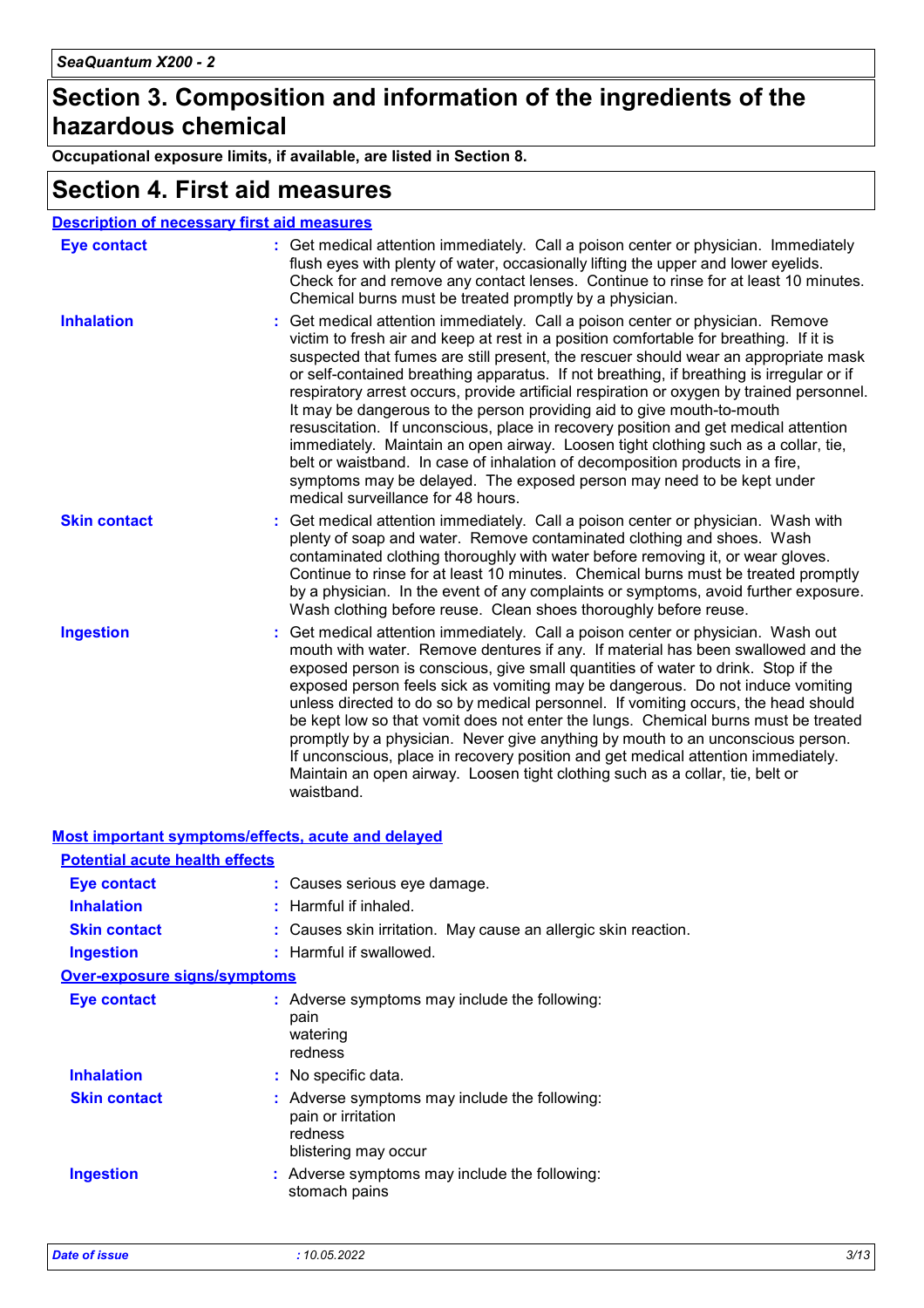## Section 3. Composition and information of the ingredients of the hazardous chemical

**Occupational exposure limits, if available, are listed in Section 8.**

## Section 4. First aid measures

### Description of necessary first aid measures

**Eye contact** : Get medical attention immediately. Call a poison center or physician. Immediately flush eyes with plenty of water, occasionally lifting the upper and lower eyelids. Check for and remove any contact lenses. Continue to rinse for at least 10 minutes. Chemical burns must be treated promptly by a physician.

**Inhalation** : Get medical attention immediately. Call a poison center or physician. Remove victim to fresh air and keep at rest in a position comfortable for breathing. If it is suspected that fumes are still present, the rescuer should wear an appropriate mask or self-contained breathing apparatus. If not breathing, if breathing is irregular or if respiratory arrest occurs, provide artificial respiration or oxygen by trained personnel. It may be dangerous to the person providing aid to give mouth-to-mouth resuscitation. If unconscious, place in recovery position and get medical attention immediately. Maintain an open airway. Loosen tight clothing such as a collar, tie, belt or waistband. In case of inhalation of decomposition products in a fire, symptoms may be delayed. The exposed person may need to be kept under medical surveillance for 48 hours.

**Skin contact** : Get medical attention immediately. Call a poison center or physician. Wash with plenty of soap and water. Remove contaminated clothing and shoes. Wash contaminated clothing thoroughly with water before removing it, or wear gloves. Continue to rinse for at least 10 minutes. Chemical burns must be treated promptly by a physician. In the event of any complaints or symptoms, avoid further exposure. Wash clothing before reuse. Clean shoes thoroughly before reuse.

**Ingestion** : Get medical attention immediately. Call a poison center or physician. Wash out mouth with water. Remove dentures if any. If material has been swallowed and the exposed person is conscious, give small quantities of water to drink. Stop if the exposed person feels sick as vomiting may be dangerous. Do not induce vomiting unless directed to do so by medical personnel. If vomiting occurs, the head should be kept low so that vomit does not enter the lungs. Chemical burns must be treated promptly by a physician. Never give anything by mouth to an unconscious person. If unconscious, place in recovery position and get medical attention immediately. Maintain an open airway. Loosen tight clothing such as a collar, tie, belt or waistband.

### Most important symptoms/effects, acute and delayed

#### Potential acute health effects

**Eye contact** : Causes serious eye damage.

**Inhalation** : Harmful if inhaled.

**Skin contact** : Causes skin irritation. May cause an allergic skin reaction.

**Ingestion** : Harmful if swallowed.

#### Over-exposure signs/symptoms

**Eye contact** : Adverse symptoms may include the following:
pain
watering
redness

**Inhalation** : No specific data.

**Skin contact** : Adverse symptoms may include the following:
pain or irritation
redness
blistering may occur

**Ingestion** : Adverse symptoms may include the following:
stomach pains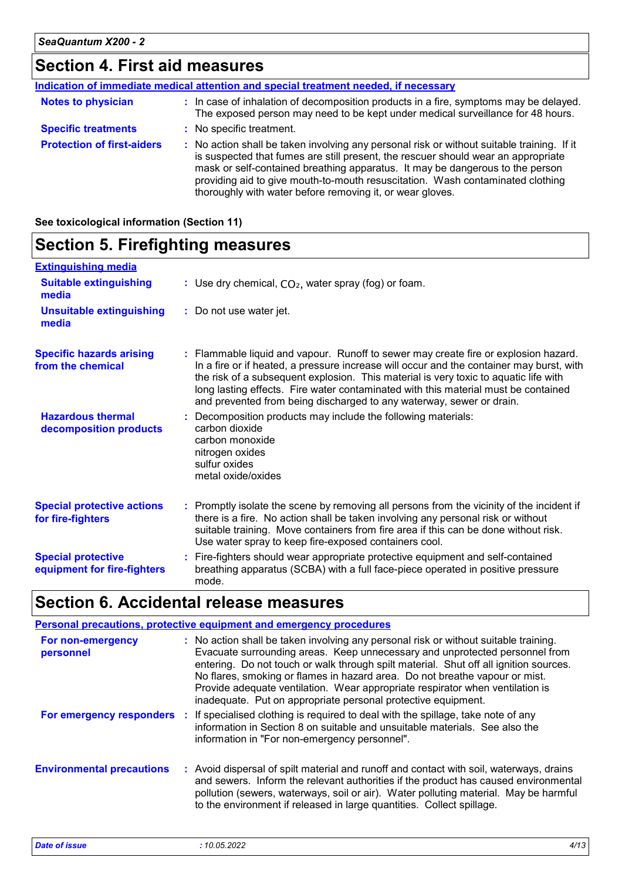## Section 4. First aid measures

**Indication of immediate medical attention and special treatment needed, if necessary**

**Notes to physician** : In case of inhalation of decomposition products in a fire, symptoms may be delayed. The exposed person may need to be kept under medical surveillance for 48 hours.

**Specific treatments** : No specific treatment.

**Protection of first-aiders** : No action shall be taken involving any personal risk or without suitable training. If it is suspected that fumes are still present, the rescuer should wear an appropriate mask or self-contained breathing apparatus. It may be dangerous to the person providing aid to give mouth-to-mouth resuscitation. Wash contaminated clothing thoroughly with water before removing it, or wear gloves.

**See toxicological information (Section 11)**

## Section 5. Firefighting measures

**Extinguishing media**

**Suitable extinguishing media** : Use dry chemical, $CO_2$, water spray (fog) or foam.

**Unsuitable extinguishing media** : Do not use water jet.

**Specific hazards arising from the chemical** : Flammable liquid and vapour. Runoff to sewer may create fire or explosion hazard. In a fire or if heated, a pressure increase will occur and the container may burst, with the risk of a subsequent explosion. This material is very toxic to aquatic life with long lasting effects. Fire water contaminated with this material must be contained and prevented from being discharged to any waterway, sewer or drain.

**Hazardous thermal decomposition products** : Decomposition products may include the following materials:
carbon dioxide
carbon monoxide
nitrogen oxides
sulfur oxides
metal oxide/oxides

**Special protective actions for fire-fighters** : Promptly isolate the scene by removing all persons from the vicinity of the incident if there is a fire. No action shall be taken involving any personal risk or without suitable training. Move containers from fire area if this can be done without risk. Use water spray to keep fire-exposed containers cool.

**Special protective equipment for fire-fighters** : Fire-fighters should wear appropriate protective equipment and self-contained breathing apparatus (SCBA) with a full face-piece operated in positive pressure mode.

## Section 6. Accidental release measures

**Personal precautions, protective equipment and emergency procedures**

**For non-emergency personnel** : No action shall be taken involving any personal risk or without suitable training. Evacuate surrounding areas. Keep unnecessary and unprotected personnel from entering. Do not touch or walk through spilt material. Shut off all ignition sources. No flares, smoking or flames in hazard area. Do not breathe vapour or mist. Provide adequate ventilation. Wear appropriate respirator when ventilation is inadequate. Put on appropriate personal protective equipment.

**For emergency responders** : If specialised clothing is required to deal with the spillage, take note of any information in Section 8 on suitable and unsuitable materials. See also the information in "For non-emergency personnel".

**Environmental precautions** : Avoid dispersal of spilt material and runoff and contact with soil, waterways, drains and sewers. Inform the relevant authorities if the product has caused environmental pollution (sewers, waterways, soil or air). Water polluting material. May be harmful to the environment if released in large quantities. Collect spillage.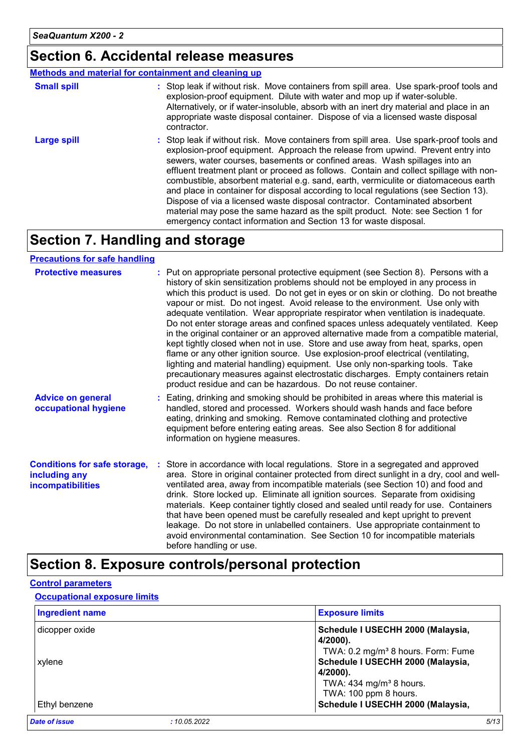## Section 6. Accidental release measures

**Methods and material for containment and cleaning up**

**Small spill** : Stop leak if without risk. Move containers from spill area. Use spark-proof tools and explosion-proof equipment. Dilute with water and mop up if water-soluble. Alternatively, or if water-insoluble, absorb with an inert dry material and place in an appropriate waste disposal container. Dispose of via a licensed waste disposal contractor.

**Large spill** : Stop leak if without risk. Move containers from spill area. Use spark-proof tools and explosion-proof equipment. Approach the release from upwind. Prevent entry into sewers, water courses, basements or confined areas. Wash spillages into an effluent treatment plant or proceed as follows. Contain and collect spillage with non-combustible, absorbent material e.g. sand, earth, vermiculite or diatomaceous earth and place in container for disposal according to local regulations (see Section 13). Dispose of via a licensed waste disposal contractor. Contaminated absorbent material may pose the same hazard as the spilt product. Note: see Section 1 for emergency contact information and Section 13 for waste disposal.

## Section 7. Handling and storage

**Precautions for safe handling**

**Protective measures** : Put on appropriate personal protective equipment (see Section 8). Persons with a history of skin sensitization problems should not be employed in any process in which this product is used. Do not get in eyes or on skin or clothing. Do not breathe vapour or mist. Do not ingest. Avoid release to the environment. Use only with adequate ventilation. Wear appropriate respirator when ventilation is inadequate. Do not enter storage areas and confined spaces unless adequately ventilated. Keep in the original container or an approved alternative made from a compatible material, kept tightly closed when not in use. Store and use away from heat, sparks, open flame or any other ignition source. Use explosion-proof electrical (ventilating, lighting and material handling) equipment. Use only non-sparking tools. Take precautionary measures against electrostatic discharges. Empty containers retain product residue and can be hazardous. Do not reuse container.

**Advice on general occupational hygiene** : Eating, drinking and smoking should be prohibited in areas where this material is handled, stored and processed. Workers should wash hands and face before eating, drinking and smoking. Remove contaminated clothing and protective equipment before entering eating areas. See also Section 8 for additional information on hygiene measures.

**Conditions for safe storage, including any incompatibilities** : Store in accordance with local regulations. Store in a segregated and approved area. Store in original container protected from direct sunlight in a dry, cool and well-ventilated area, away from incompatible materials (see Section 10) and food and drink. Store locked up. Eliminate all ignition sources. Separate from oxidising materials. Keep container tightly closed and sealed until ready for use. Containers that have been opened must be carefully resealed and kept upright to prevent leakage. Do not store in unlabelled containers. Use appropriate containment to avoid environmental contamination. See Section 10 for incompatible materials before handling or use.

## Section 8. Exposure controls/personal protection

**Control parameters**

**Occupational exposure limits**

| Ingredient name | Exposure limits |
|---|---|
| dicopper oxide | **Schedule I USECHH 2000 (Malaysia, 4/2000).**<br>TWA: 0.2 mg/m³ 8 hours. Form: Fume |
| xylene | **Schedule I USECHH 2000 (Malaysia, 4/2000).**<br>TWA: 434 mg/m³ 8 hours.<br>TWA: 100 ppm 8 hours. |
| Ethyl benzene | **Schedule I USECHH 2000 (Malaysia,** |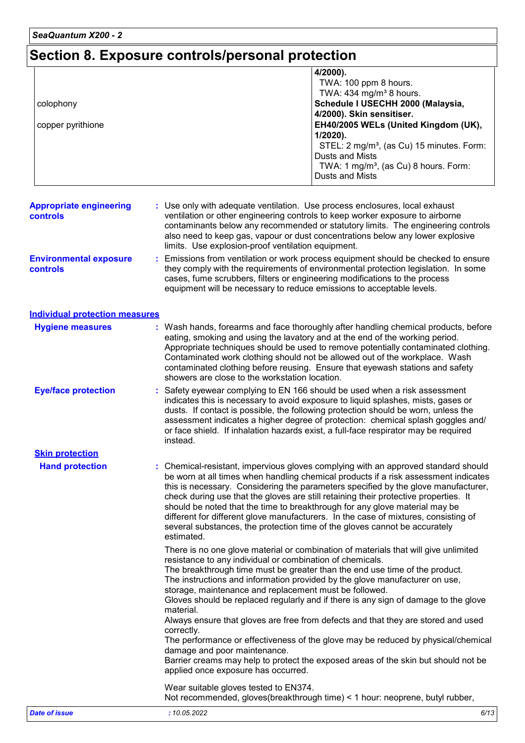## Section 8. Exposure controls/personal protection

| | |
|---|---|
| | **4/2000).**<br>TWA: 100 ppm 8 hours.<br>TWA: 434 mg/m³ 8 hours. |
| colophony | **Schedule I USECHH 2000 (Malaysia, 4/2000). Skin sensitiser.** |
| copper pyrithione | **EH40/2005 WELs (United Kingdom (UK), 1/2020).**<br>STEL: 2 mg/m³, (as Cu) 15 minutes. Form: Dusts and Mists<br>TWA: 1 mg/m³, (as Cu) 8 hours. Form: Dusts and Mists |

**Appropriate engineering controls** : Use only with adequate ventilation. Use process enclosures, local exhaust ventilation or other engineering controls to keep worker exposure to airborne contaminants below any recommended or statutory limits. The engineering controls also need to keep gas, vapour or dust concentrations below any lower explosive limits. Use explosion-proof ventilation equipment.

**Environmental exposure controls** : Emissions from ventilation or work process equipment should be checked to ensure they comply with the requirements of environmental protection legislation. In some cases, fume scrubbers, filters or engineering modifications to the process equipment will be necessary to reduce emissions to acceptable levels.

### Individual protection measures

**Hygiene measures** : Wash hands, forearms and face thoroughly after handling chemical products, before eating, smoking and using the lavatory and at the end of the working period. Appropriate techniques should be used to remove potentially contaminated clothing. Contaminated work clothing should not be allowed out of the workplace. Wash contaminated clothing before reusing. Ensure that eyewash stations and safety showers are close to the workstation location.

**Eye/face protection** : Safety eyewear complying to EN 166 should be used when a risk assessment indicates this is necessary to avoid exposure to liquid splashes, mists, gases or dusts. If contact is possible, the following protection should be worn, unless the assessment indicates a higher degree of protection: chemical splash goggles and/ or face shield. If inhalation hazards exist, a full-face respirator may be required instead.

**Skin protection**

**Hand protection** : Chemical-resistant, impervious gloves complying with an approved standard should be worn at all times when handling chemical products if a risk assessment indicates this is necessary. Considering the parameters specified by the glove manufacturer, check during use that the gloves are still retaining their protective properties. It should be noted that the time to breakthrough for any glove material may be different for different glove manufacturers. In the case of mixtures, consisting of several substances, the protection time of the gloves cannot be accurately estimated.

There is no one glove material or combination of materials that will give unlimited resistance to any individual or combination of chemicals.
The breakthrough time must be greater than the end use time of the product.
The instructions and information provided by the glove manufacturer on use, storage, maintenance and replacement must be followed.
Gloves should be replaced regularly and if there is any sign of damage to the glove material.
Always ensure that gloves are free from defects and that they are stored and used correctly.
The performance or effectiveness of the glove may be reduced by physical/chemical damage and poor maintenance.
Barrier creams may help to protect the exposed areas of the skin but should not be applied once exposure has occurred.

Wear suitable gloves tested to EN374.
Not recommended, gloves(breakthrough time) < 1 hour: neoprene, butyl rubber,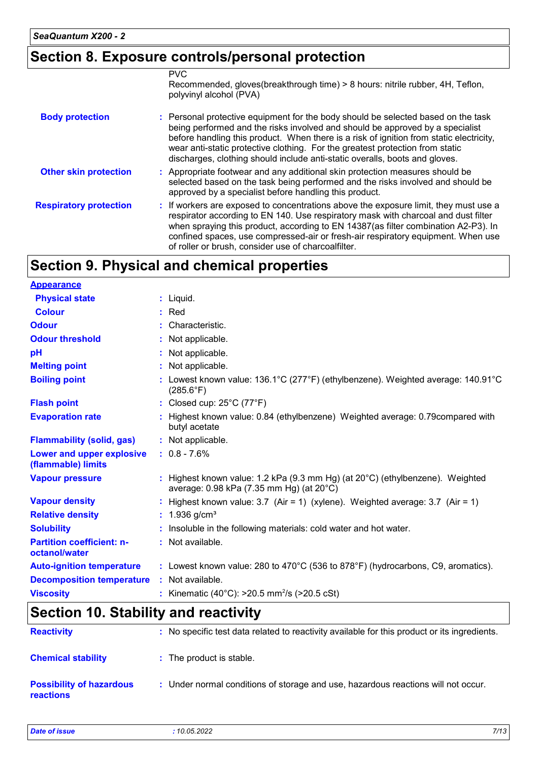## Section 8. Exposure controls/personal protection

PVC
Recommended, gloves(breakthrough time) > 8 hours: nitrile rubber, 4H, Teflon, polyvinyl alcohol (PVA)

**Body protection** : Personal protective equipment for the body should be selected based on the task being performed and the risks involved and should be approved by a specialist before handling this product. When there is a risk of ignition from static electricity, wear anti-static protective clothing. For the greatest protection from static discharges, clothing should include anti-static overalls, boots and gloves.

**Other skin protection** : Appropriate footwear and any additional skin protection measures should be selected based on the task being performed and the risks involved and should be approved by a specialist before handling this product.

**Respiratory protection** : If workers are exposed to concentrations above the exposure limit, they must use a respirator according to EN 140. Use respiratory mask with charcoal and dust filter when spraying this product, according to EN 14387(as filter combination A2-P3). In confined spaces, use compressed-air or fresh-air respiratory equipment. When use of roller or brush, consider use of charcoalfilter.

## Section 9. Physical and chemical properties

**Appearance**

| Property | Value |
|---|---|
| Physical state | Liquid. |
| Colour | Red |
| Odour | Characteristic. |
| Odour threshold | Not applicable. |
| pH | Not applicable. |
| Melting point | Not applicable. |
| Boiling point | Lowest known value: 136.1°C (277°F) (ethylbenzene). Weighted average: 140.91°C (285.6°F) |
| Flash point | Closed cup: 25°C (77°F) |
| Evaporation rate | Highest known value: 0.84 (ethylbenzene) Weighted average: 0.79compared with butyl acetate |
| Flammability (solid, gas) | Not applicable. |
| Lower and upper explosive (flammable) limits | 0.8 - 7.6% |
| Vapour pressure | Highest known value: 1.2 kPa (9.3 mm Hg) (at 20°C) (ethylbenzene). Weighted average: 0.98 kPa (7.35 mm Hg) (at 20°C) |
| Vapour density | Highest known value: 3.7 (Air = 1) (xylene). Weighted average: 3.7 (Air = 1) |
| Relative density | 1.936 g/cm³ |
| Solubility | Insoluble in the following materials: cold water and hot water. |
| Partition coefficient: n-octanol/water | Not available. |
| Auto-ignition temperature | Lowest known value: 280 to 470°C (536 to 878°F) (hydrocarbons, C9, aromatics). |
| Decomposition temperature | Not available. |
| Viscosity | Kinematic (40°C): >20.5 $mm^2/s$ (>20.5 cSt) |

## Section 10. Stability and reactivity

**Reactivity** : No specific test data related to reactivity available for this product or its ingredients.

**Chemical stability** : The product is stable.

**Possibility of hazardous reactions** : Under normal conditions of storage and use, hazardous reactions will not occur.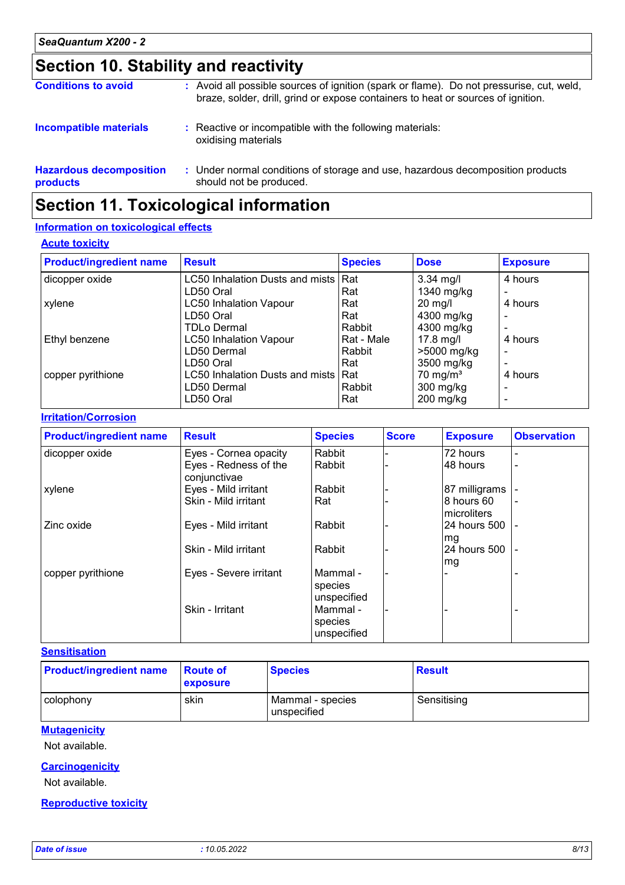# Section 10. Stability and reactivity

**Conditions to avoid** : Avoid all possible sources of ignition (spark or flame). Do not pressurise, cut, weld, braze, solder, drill, grind or expose containers to heat or sources of ignition.

**Incompatible materials** : Reactive or incompatible with the following materials: oxidising materials

**Hazardous decomposition products** : Under normal conditions of storage and use, hazardous decomposition products should not be produced.

# Section 11. Toxicological information

## Information on toxicological effects

### Acute toxicity

| Product/ingredient name | Result | Species | Dose | Exposure |
|---|---|---|---|---|
| dicopper oxide | LC50 Inhalation Dusts and mists | Rat | 3.34 mg/l | 4 hours |
| | LD50 Oral | Rat | 1340 mg/kg | - |
| xylene | LC50 Inhalation Vapour | Rat | 20 mg/l | 4 hours |
| | LD50 Oral | Rat | 4300 mg/kg | - |
| | TDLo Dermal | Rabbit | 4300 mg/kg | - |
| Ethyl benzene | LC50 Inhalation Vapour | Rat - Male | 17.8 mg/l | 4 hours |
| | LD50 Dermal | Rabbit | >5000 mg/kg | - |
| | LD50 Oral | Rat | 3500 mg/kg | - |
| copper pyrithione | LC50 Inhalation Dusts and mists | Rat | 70 mg/m³ | 4 hours |
| | LD50 Dermal | Rabbit | 300 mg/kg | - |
| | LD50 Oral | Rat | 200 mg/kg | - |

### Irritation/Corrosion

| Product/ingredient name | Result | Species | Score | Exposure | Observation |
|---|---|---|---|---|---|
| dicopper oxide | Eyes - Cornea opacity | Rabbit | - | 72 hours | - |
| | Eyes - Redness of the conjunctivae | Rabbit | - | 48 hours | - |
| xylene | Eyes - Mild irritant | Rabbit | - | 87 milligrams | - |
| | Skin - Mild irritant | Rat | - | 8 hours 60 microliters | - |
| Zinc oxide | Eyes - Mild irritant | Rabbit | - | 24 hours 500 mg | - |
| | Skin - Mild irritant | Rabbit | - | 24 hours 500 mg | - |
| copper pyrithione | Eyes - Severe irritant | Mammal - species unspecified | - | - | - |
| | Skin - Irritant | Mammal - species unspecified | - | - | - |

### Sensitisation

| Product/ingredient name | Route of exposure | Species | Result |
|---|---|---|---|
| colophony | skin | Mammal - species unspecified | Sensitising |

### Mutagenicity

Not available.

### Carcinogenicity

Not available.

### Reproductive toxicity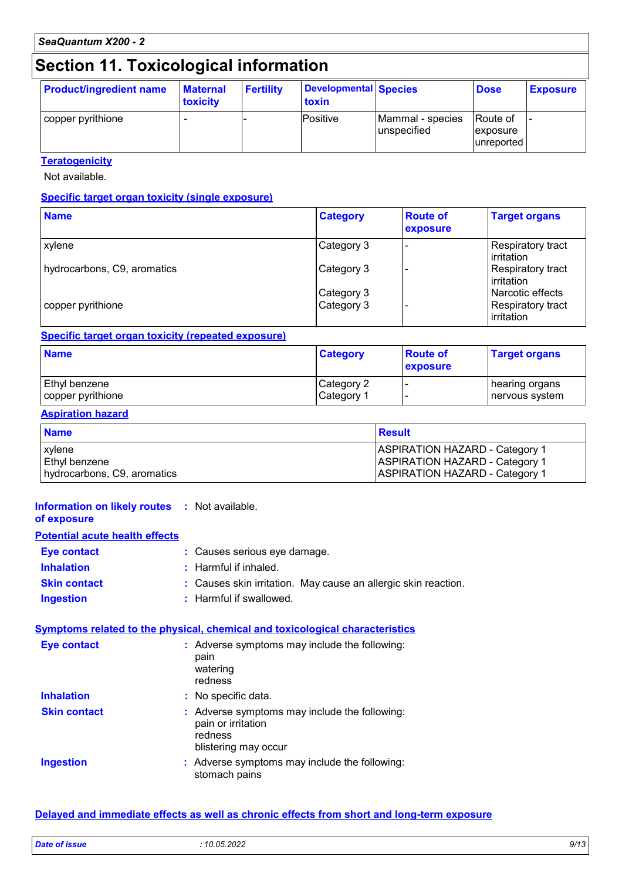## Section 11. Toxicological information

| Product/ingredient name | Maternal toxicity | Fertility | Developmental toxin | Species | Dose | Exposure |
|---|---|---|---|---|---|---|
| copper pyrithione | - | - | Positive | Mammal - species unspecified | Route of exposure unreported | - |

**Teratogenicity**

Not available.

**Specific target organ toxicity (single exposure)**

| Name | Category | Route of exposure | Target organs |
|---|---|---|---|
| xylene | Category 3 | - | Respiratory tract irritation |
| hydrocarbons, C9, aromatics | Category 3 | - | Respiratory tract irritation |
| | Category 3 | | Narcotic effects |
| copper pyrithione | Category 3 | - | Respiratory tract irritation |

**Specific target organ toxicity (repeated exposure)**

| Name | Category | Route of exposure | Target organs |
|---|---|---|---|
| Ethyl benzene | Category 2 | - | hearing organs |
| copper pyrithione | Category 1 | - | nervous system |

**Aspiration hazard**

| Name | Result |
|---|---|
| xylene | ASPIRATION HAZARD - Category 1 |
| Ethyl benzene | ASPIRATION HAZARD - Category 1 |
| hydrocarbons, C9, aromatics | ASPIRATION HAZARD - Category 1 |

**Information on likely routes of exposure** : Not available.

**Potential acute health effects**

**Eye contact** : Causes serious eye damage.

**Inhalation** : Harmful if inhaled.

**Skin contact** : Causes skin irritation. May cause an allergic skin reaction.

**Ingestion** : Harmful if swallowed.

**Symptoms related to the physical, chemical and toxicological characteristics**

**Eye contact** : Adverse symptoms may include the following:
pain
watering
redness

**Inhalation** : No specific data.

**Skin contact** : Adverse symptoms may include the following:
pain or irritation
redness
blistering may occur

**Ingestion** : Adverse symptoms may include the following:
stomach pains

**Delayed and immediate effects as well as chronic effects from short and long-term exposure**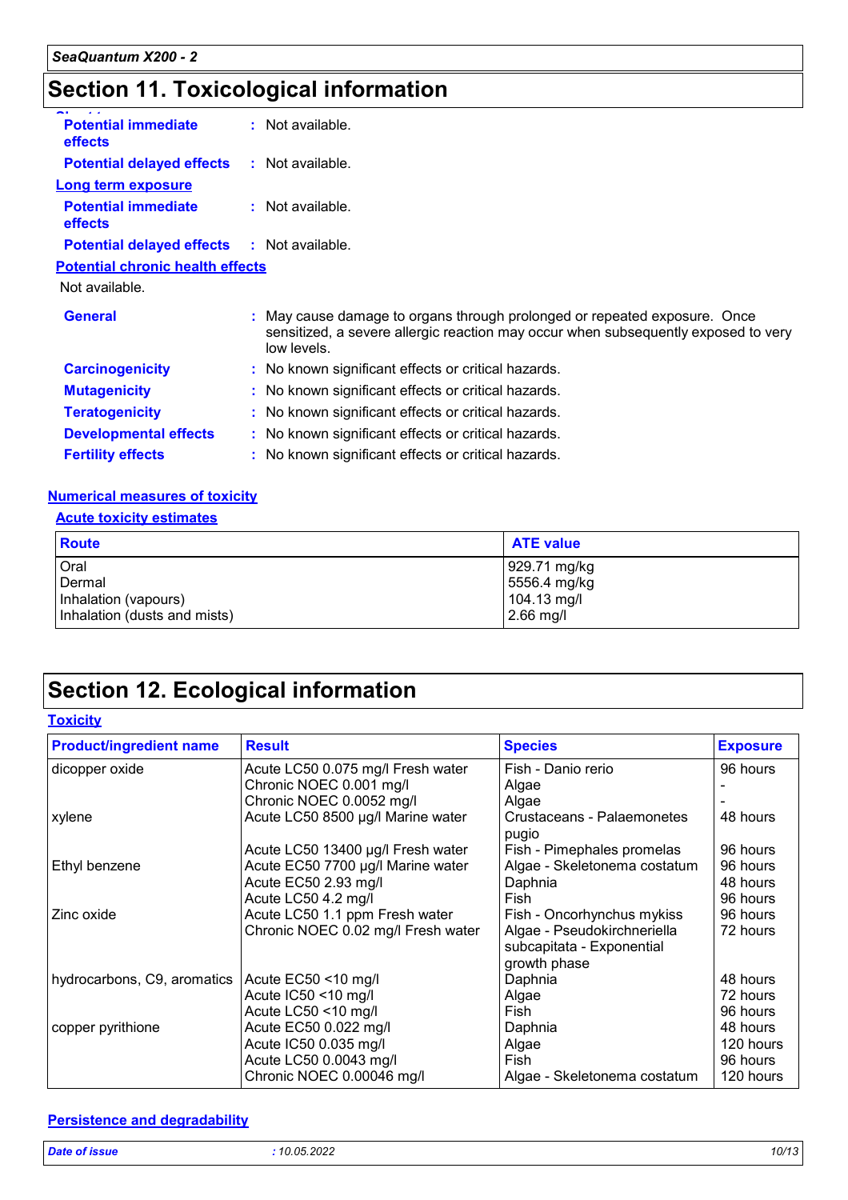# Section 11. Toxicological information

**Potential immediate effects** : Not available.

**Potential delayed effects** : Not available.

**Long term exposure**

**Potential immediate effects** : Not available.

**Potential delayed effects** : Not available.

**Potential chronic health effects**

Not available.

**General** : May cause damage to organs through prolonged or repeated exposure. Once sensitized, a severe allergic reaction may occur when subsequently exposed to very low levels.

**Carcinogenicity** : No known significant effects or critical hazards.

**Mutagenicity** : No known significant effects or critical hazards.

**Teratogenicity** : No known significant effects or critical hazards.

**Developmental effects** : No known significant effects or critical hazards.

**Fertility effects** : No known significant effects or critical hazards.

**Numerical measures of toxicity**

**Acute toxicity estimates**

| Route | ATE value |
|---|---|
| Oral | 929.71 mg/kg |
| Dermal | 5556.4 mg/kg |
| Inhalation (vapours) | 104.13 mg/l |
| Inhalation (dusts and mists) | 2.66 mg/l |

# Section 12. Ecological information

**Toxicity**

| Product/ingredient name | Result | Species | Exposure |
|---|---|---|---|
| dicopper oxide | Acute LC50 0.075 mg/l Fresh water | Fish - Danio rerio | 96 hours |
| | Chronic NOEC 0.001 mg/l | Algae | - |
| | Chronic NOEC 0.0052 mg/l | Algae | - |
| xylene | Acute LC50 8500 µg/l Marine water | Crustaceans - Palaemonetes pugio | 48 hours |
| | Acute LC50 13400 µg/l Fresh water | Fish - Pimephales promelas | 96 hours |
| Ethyl benzene | Acute EC50 7700 µg/l Marine water | Algae - Skeletonema costatum | 96 hours |
| | Acute EC50 2.93 mg/l | Daphnia | 48 hours |
| | Acute LC50 4.2 mg/l | Fish | 96 hours |
| Zinc oxide | Acute LC50 1.1 ppm Fresh water | Fish - Oncorhynchus mykiss | 96 hours |
| | Chronic NOEC 0.02 mg/l Fresh water | Algae - Pseudokirchneriella subcapitata - Exponential growth phase | 72 hours |
| hydrocarbons, C9, aromatics | Acute EC50 <10 mg/l | Daphnia | 48 hours |
| | Acute IC50 <10 mg/l | Algae | 72 hours |
| | Acute LC50 <10 mg/l | Fish | 96 hours |
| copper pyrithione | Acute EC50 0.022 mg/l | Daphnia | 48 hours |
| | Acute IC50 0.035 mg/l | Algae | 120 hours |
| | Acute LC50 0.0043 mg/l | Fish | 96 hours |
| | Chronic NOEC 0.00046 mg/l | Algae - Skeletonema costatum | 120 hours |

**Persistence and degradability**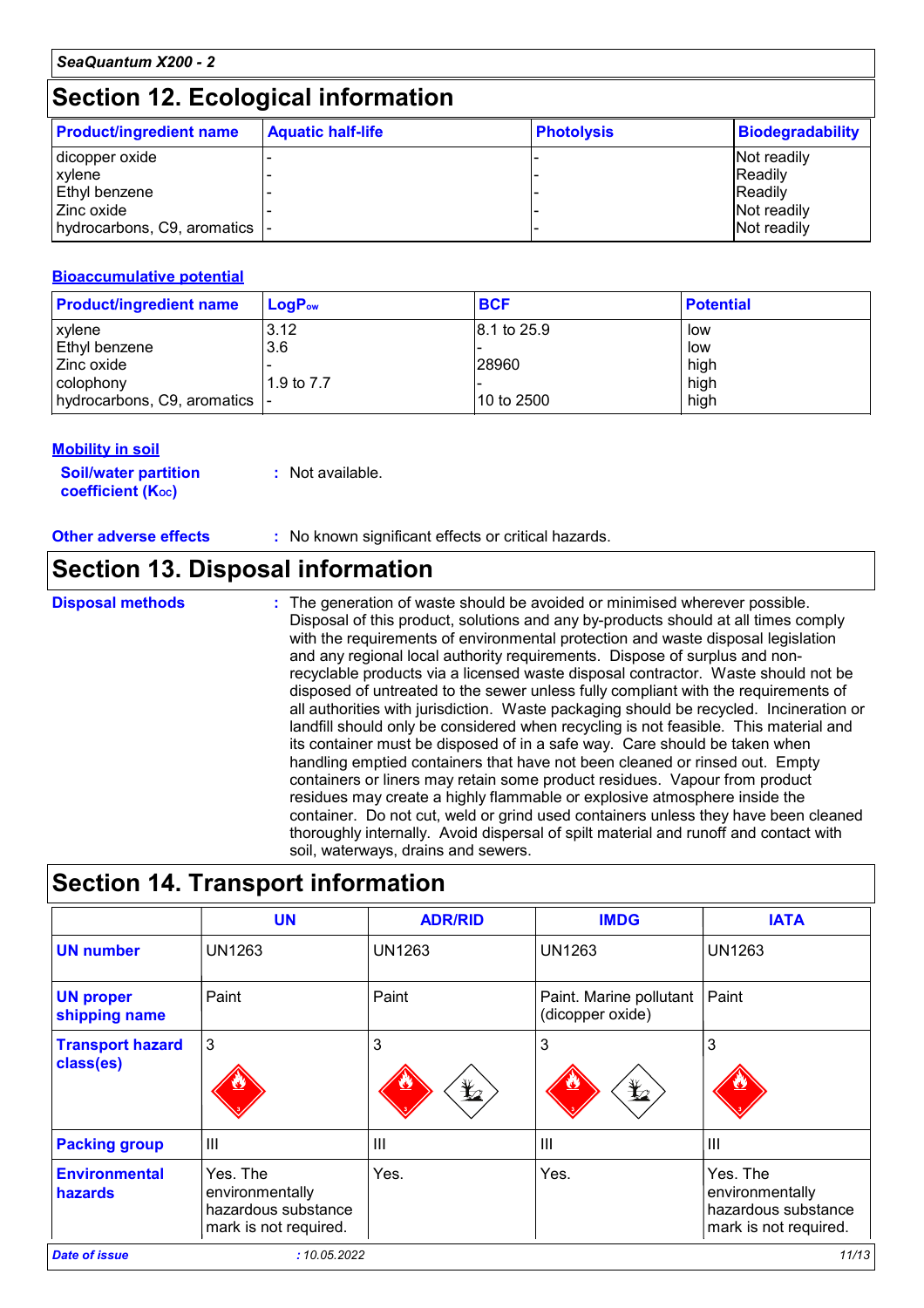## Section 12. Ecological information

| Product/ingredient name | Aquatic half-life | Photolysis | Biodegradability |
|---|---|---|---|
| dicopper oxide | - | - | Not readily |
| xylene | - | - | Readily |
| Ethyl benzene | - | - | Readily |
| Zinc oxide | - | - | Not readily |
| hydrocarbons, C9, aromatics | - | - | Not readily |

### Bioaccumulative potential

| Product/ingredient name | $LogP_{ow}$ | BCF | Potential |
|---|---|---|---|
| xylene | 3.12 | 8.1 to 25.9 | low |
| Ethyl benzene | 3.6 | - | low |
| Zinc oxide | - | 28960 | high |
| colophony | 1.9 to 7.7 | - | high |
| hydrocarbons, C9, aromatics | - | 10 to 2500 | high |

### Mobility in soil

**Soil/water partition coefficient ($K_{OC}$)** : Not available.

**Other adverse effects** : No known significant effects or critical hazards.

## Section 13. Disposal information

**Disposal methods** : The generation of waste should be avoided or minimised wherever possible. Disposal of this product, solutions and any by-products should at all times comply with the requirements of environmental protection and waste disposal legislation and any regional local authority requirements. Dispose of surplus and non-recyclable products via a licensed waste disposal contractor. Waste should not be disposed of untreated to the sewer unless fully compliant with the requirements of all authorities with jurisdiction. Waste packaging should be recycled. Incineration or landfill should only be considered when recycling is not feasible. This material and its container must be disposed of in a safe way. Care should be taken when handling emptied containers that have not been cleaned or rinsed out. Empty containers or liners may retain some product residues. Vapour from product residues may create a highly flammable or explosive atmosphere inside the container. Do not cut, weld or grind used containers unless they have been cleaned thoroughly internally. Avoid dispersal of spilt material and runoff and contact with soil, waterways, drains and sewers.

## Section 14. Transport information

| | UN | ADR/RID | IMDG | IATA |
|---|---|---|---|---|
| **UN number** | UN1263 | UN1263 | UN1263 | UN1263 |
| **UN proper shipping name** | Paint | Paint | Paint. Marine pollutant (dicopper oxide) | Paint |
| **Transport hazard class(es)** | 3 | 3 | 3 | 3 |
| **Packing group** | III | III | III | III |
| **Environmental hazards** | Yes. The environmentally hazardous substance mark is not required. | Yes. | Yes. | Yes. The environmentally hazardous substance mark is not required. |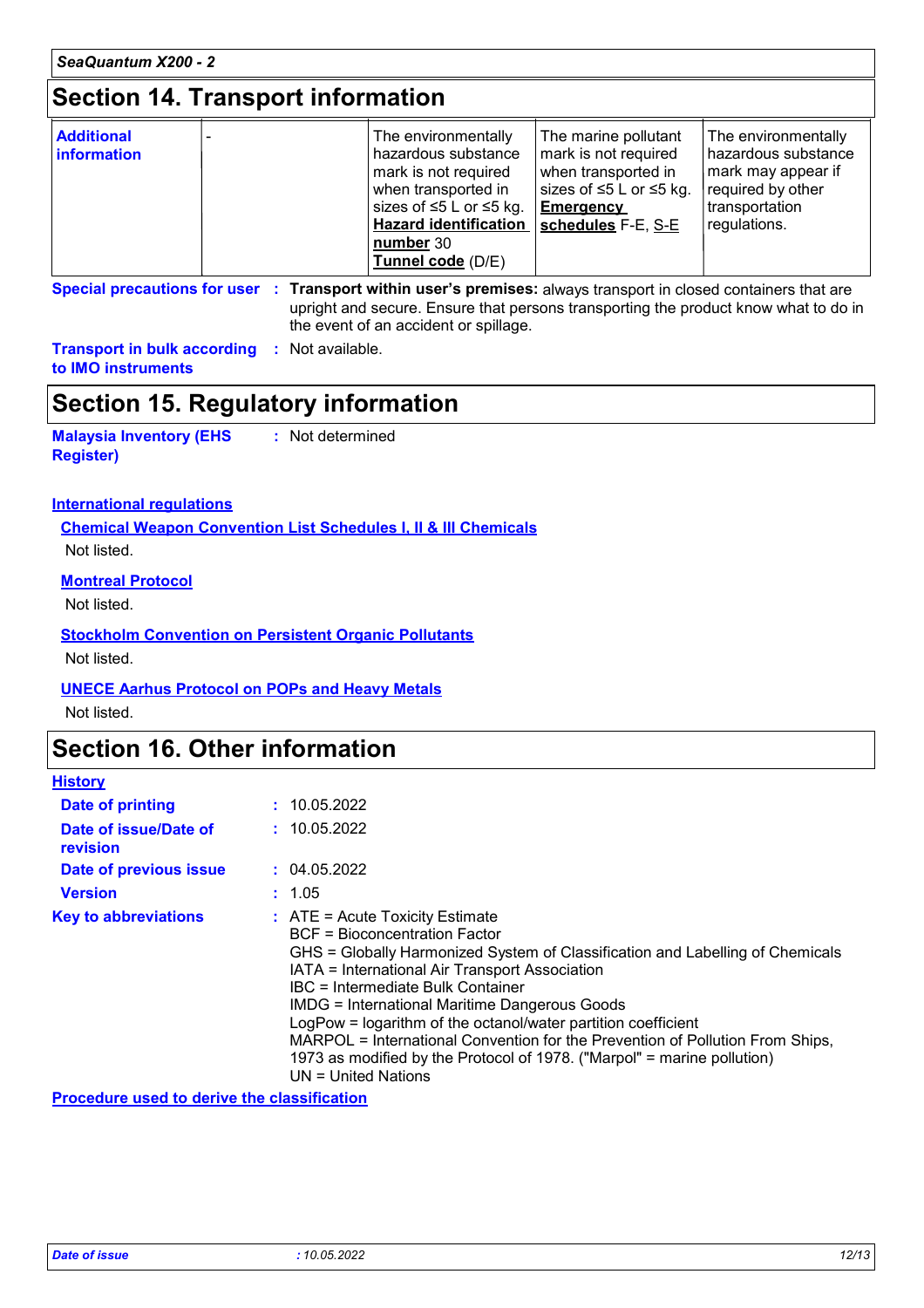## Section 14. Transport information

| Additional information | - | The environmentally hazardous substance mark is not required when transported in sizes of ≤5 L or ≤5 kg. **Hazard identification number** 30 **Tunnel code** (D/E) | The marine pollutant mark is not required when transported in sizes of ≤5 L or ≤5 kg. **Emergency schedules** F-E, S-E | The environmentally hazardous substance mark may appear if required by other transportation regulations. |
|---|---|---|---|---|

**Special precautions for user** : **Transport within user's premises:** always transport in closed containers that are upright and secure. Ensure that persons transporting the product know what to do in the event of an accident or spillage.

**Transport in bulk according to IMO instruments** : Not available.

## Section 15. Regulatory information

**Malaysia Inventory (EHS Register)** : Not determined

**International regulations**

**Chemical Weapon Convention List Schedules I, II & III Chemicals**

Not listed.

**Montreal Protocol**

Not listed.

**Stockholm Convention on Persistent Organic Pollutants**

Not listed.

**UNECE Aarhus Protocol on POPs and Heavy Metals**

Not listed.

## Section 16. Other information

**History**

**Date of printing** : 10.05.2022

**Date of issue/Date of revision** : 10.05.2022

**Date of previous issue** : 04.05.2022

**Version** : 1.05

**Key to abbreviations** : ATE = Acute Toxicity Estimate
BCF = Bioconcentration Factor
GHS = Globally Harmonized System of Classification and Labelling of Chemicals
IATA = International Air Transport Association
IBC = Intermediate Bulk Container
IMDG = International Maritime Dangerous Goods
LogPow = logarithm of the octanol/water partition coefficient
MARPOL = International Convention for the Prevention of Pollution From Ships, 1973 as modified by the Protocol of 1978. ("Marpol" = marine pollution)
UN = United Nations

**Procedure used to derive the classification**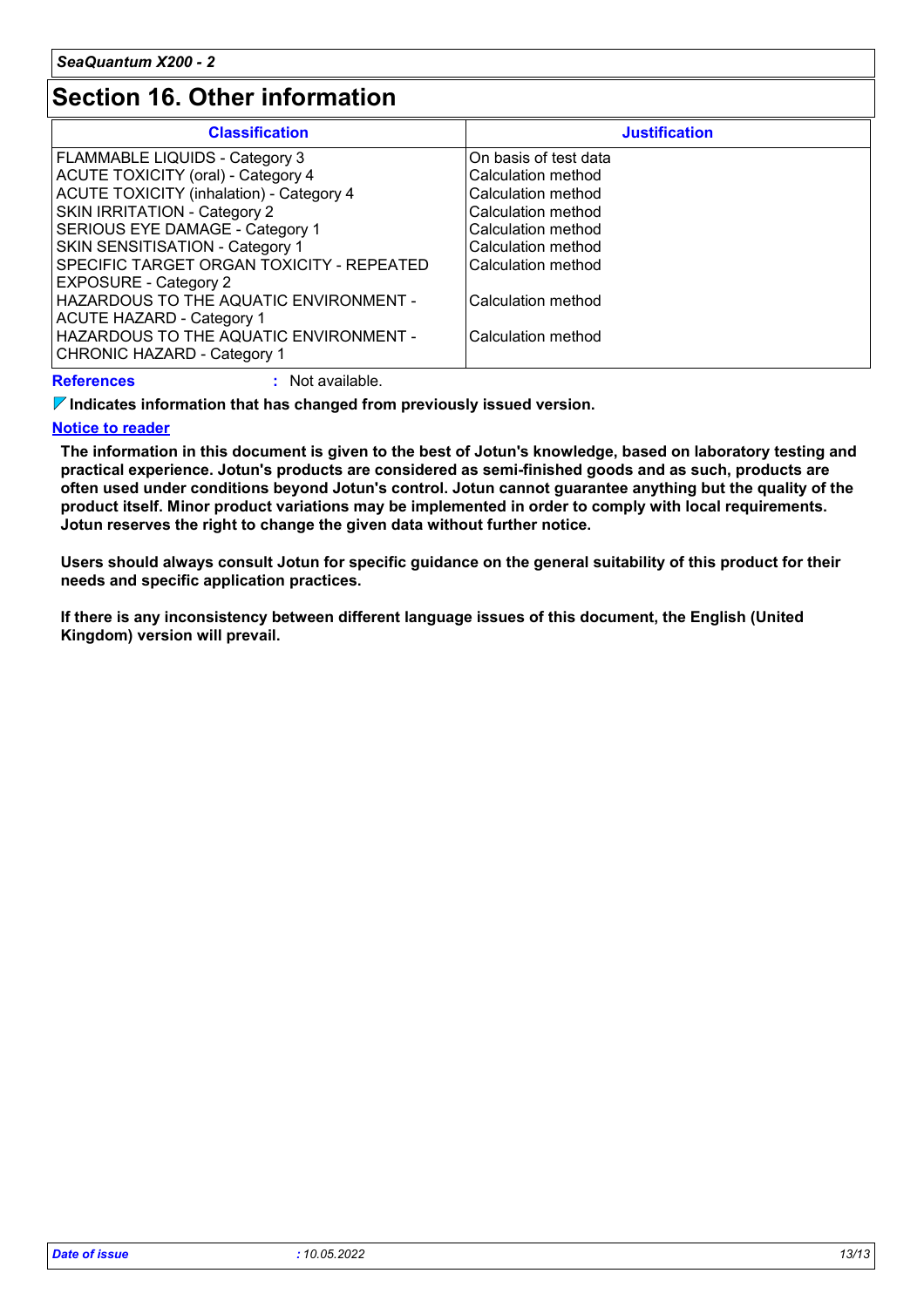## Section 16. Other information

| Classification | Justification |
|---|---|
| FLAMMABLE LIQUIDS - Category 3 | On basis of test data |
| ACUTE TOXICITY (oral) - Category 4 | Calculation method |
| ACUTE TOXICITY (inhalation) - Category 4 | Calculation method |
| SKIN IRRITATION - Category 2 | Calculation method |
| SERIOUS EYE DAMAGE - Category 1 | Calculation method |
| SKIN SENSITISATION - Category 1 | Calculation method |
| SPECIFIC TARGET ORGAN TOXICITY - REPEATED EXPOSURE - Category 2 | Calculation method |
| HAZARDOUS TO THE AQUATIC ENVIRONMENT - ACUTE HAZARD - Category 1 | Calculation method |
| HAZARDOUS TO THE AQUATIC ENVIRONMENT - CHRONIC HAZARD - Category 1 | Calculation method |

**References** : Not available.

**Indicates information that has changed from previously issued version.**

**Notice to reader**

**The information in this document is given to the best of Jotun's knowledge, based on laboratory testing and practical experience. Jotun's products are considered as semi-finished goods and as such, products are often used under conditions beyond Jotun's control. Jotun cannot guarantee anything but the quality of the product itself. Minor product variations may be implemented in order to comply with local requirements. Jotun reserves the right to change the given data without further notice.**

**Users should always consult Jotun for specific guidance on the general suitability of this product for their needs and specific application practices.**

**If there is any inconsistency between different language issues of this document, the English (United Kingdom) version will prevail.**